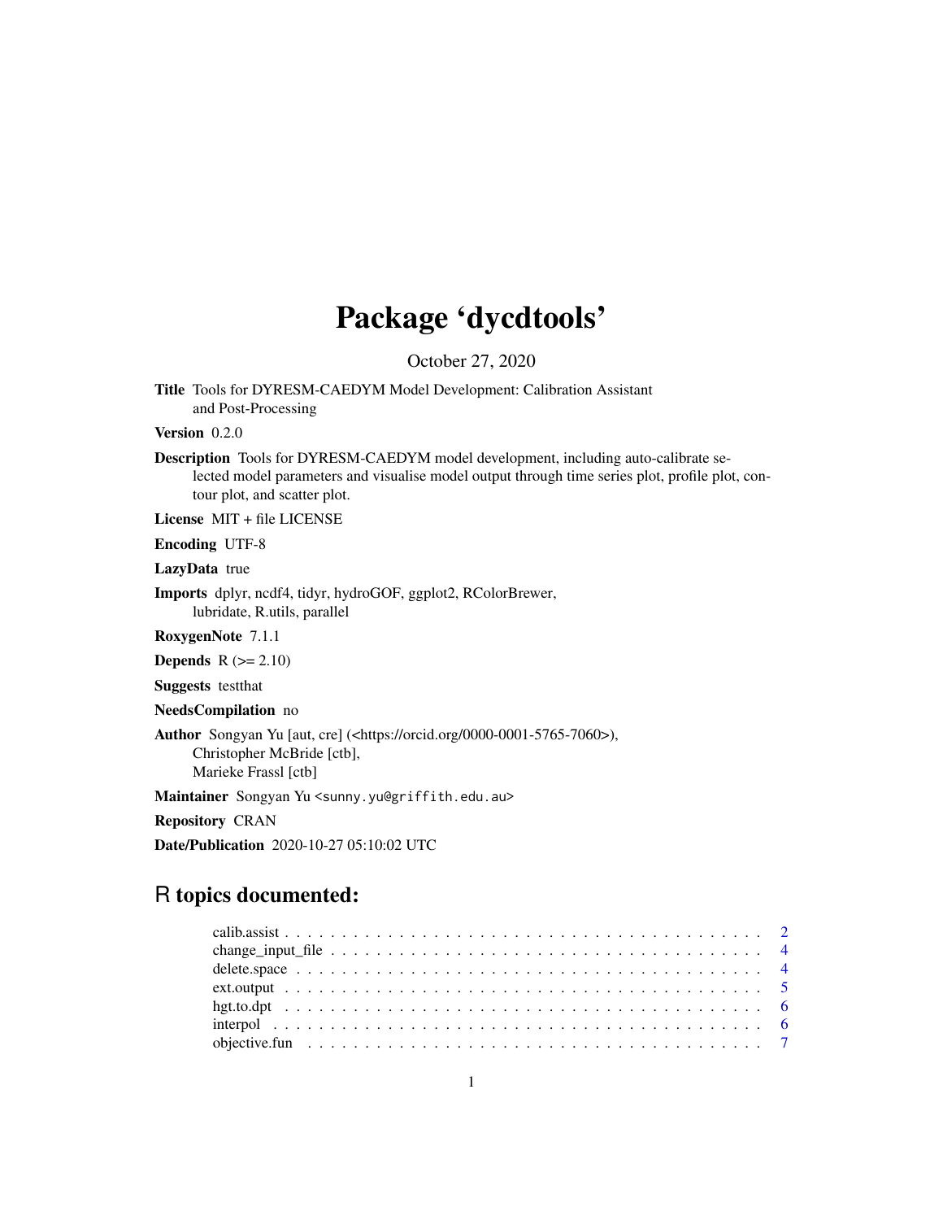# Package 'dycdtools'

October 27, 2020

**Title** Tools for DYRESM-CAEDYM Model Development: Calibration Assistant and Post-Processing

**Version** 0.2.0

**Description** Tools for DYRESM-CAEDYM model development, including auto-calibrate selected model parameters and visualise model output through time series plot, profile plot, contour plot, and scatter plot.

**License** MIT + file LICENSE

**Encoding** UTF-8

**LazyData** true

**Imports** dplyr, ncdf4, tidyr, hydroGOF, ggplot2, RColorBrewer, lubridate, R.utils, parallel

**RoxygenNote** 7.1.1

**Depends** R (>= 2.10)

**Suggests** testthat

**NeedsCompilation** no

**Author** Songyan Yu [aut, cre] (<https://orcid.org/0000-0001-5765-7060>), Christopher McBride [ctb], Marieke Frassl [ctb]

**Maintainer** Songyan Yu <sunny.yu@griffith.edu.au>

**Repository** CRAN

**Date/Publication** 2020-10-27 05:10:02 UTC

## R topics documented:

calib.assist . . . . . . . . . . . . . . . . . . . . . . . . . . . . . . . . . . . . . . . . . . 2
change_input_file . . . . . . . . . . . . . . . . . . . . . . . . . . . . . . . . . . . . . . 4
delete.space . . . . . . . . . . . . . . . . . . . . . . . . . . . . . . . . . . . . . . . . . 4
ext.output . . . . . . . . . . . . . . . . . . . . . . . . . . . . . . . . . . . . . . . . . . 5
hgt.to.dpt . . . . . . . . . . . . . . . . . . . . . . . . . . . . . . . . . . . . . . . . . . 6
interpol . . . . . . . . . . . . . . . . . . . . . . . . . . . . . . . . . . . . . . . . . . . 6
objective.fun . . . . . . . . . . . . . . . . . . . . . . . . . . . . . . . . . . . . . . . . 7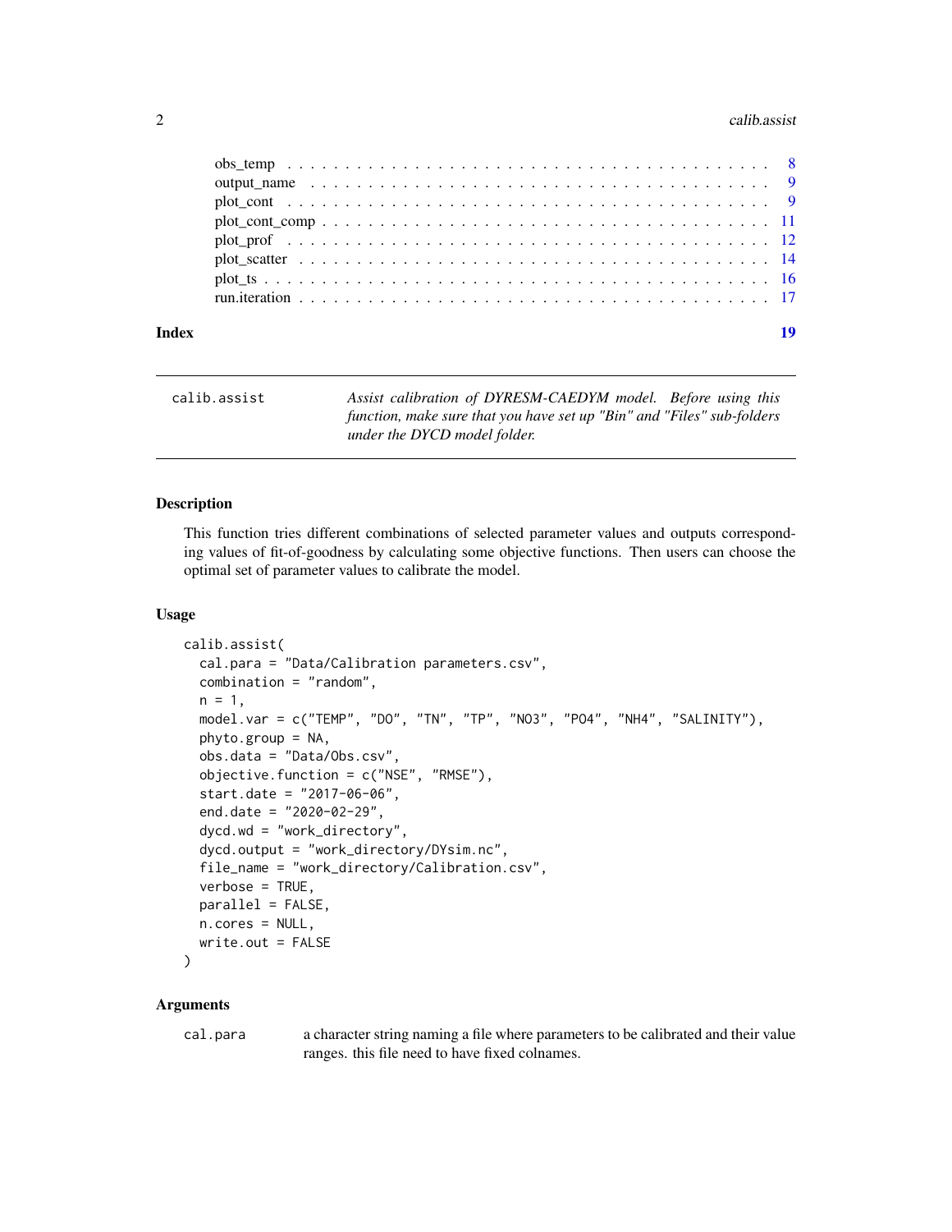| | |
|---|---|
| obs_temp | 8 |
| output_name | 9 |
| plot_cont | 9 |
| plot_cont_comp | 11 |
| plot_prof | 12 |
| plot_scatter | 14 |
| plot_ts | 16 |
| run.iteration | 17 |

**Index** 19

---

## calib.assist

*Assist calibration of DYRESM-CAEDYM model. Before using this function, make sure that you have set up "Bin" and "Files" sub-folders under the DYCD model folder.*

---

### Description

This function tries different combinations of selected parameter values and outputs corresponding values of fit-of-goodness by calculating some objective functions. Then users can choose the optimal set of parameter values to calibrate the model.

### Usage

```
calib.assist(
  cal.para = "Data/Calibration parameters.csv",
  combination = "random",
  n = 1,
  model.var = c("TEMP", "DO", "TN", "TP", "NO3", "PO4", "NH4", "SALINITY"),
  phyto.group = NA,
  obs.data = "Data/Obs.csv",
  objective.function = c("NSE", "RMSE"),
  start.date = "2017-06-06",
  end.date = "2020-02-29",
  dycd.wd = "work_directory",
  dycd.output = "work_directory/DYsim.nc",
  file_name = "work_directory/Calibration.csv",
  verbose = TRUE,
  parallel = FALSE,
  n.cores = NULL,
  write.out = FALSE
)
```

### Arguments

| | |
|---|---|
| `cal.para` | a character string naming a file where parameters to be calibrated and their value ranges. this file need to have fixed colnames. |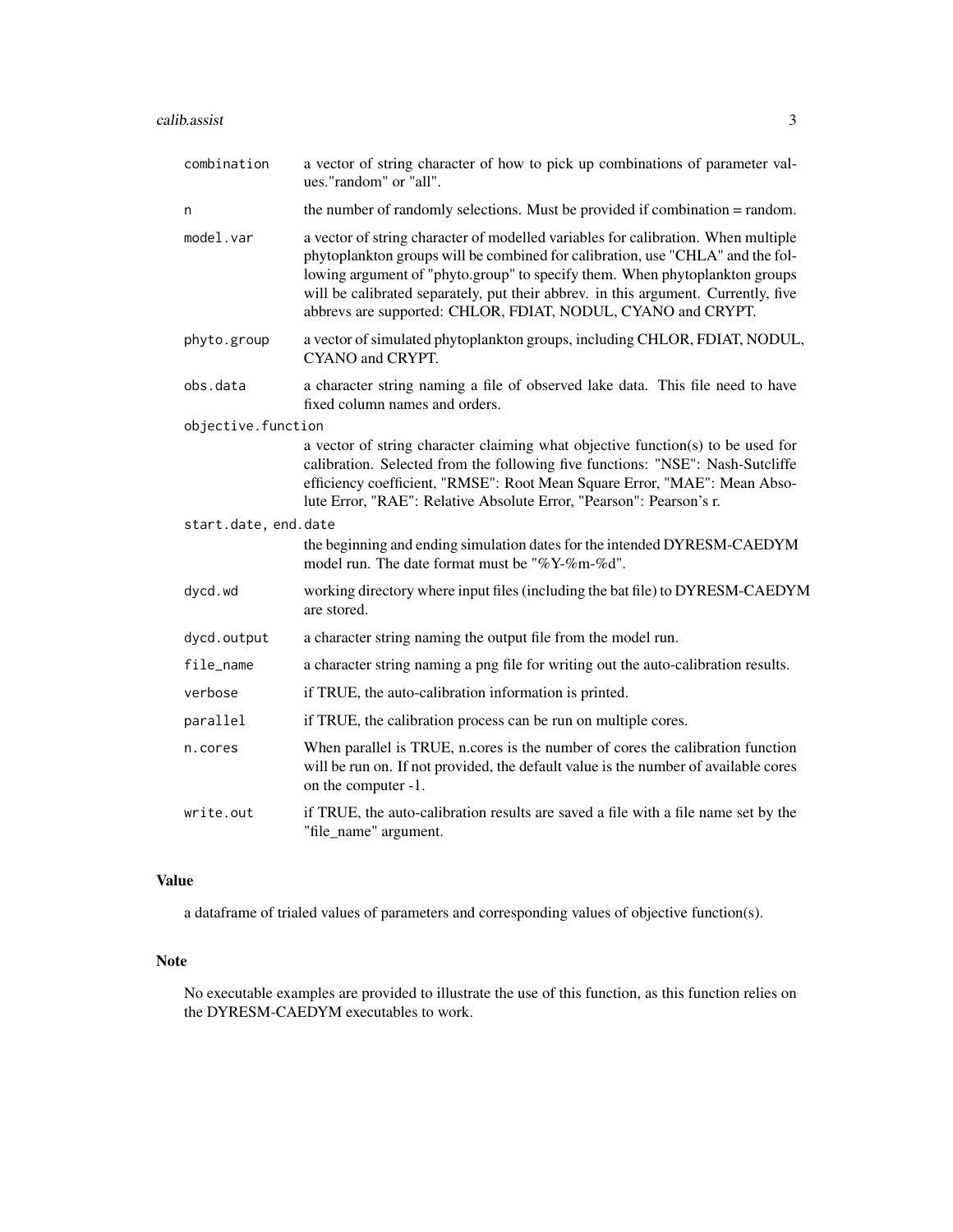| | |
|---|---|
| combination | a vector of string character of how to pick up combinations of parameter values."random" or "all". |
| n | the number of randomly selections. Must be provided if combination = random. |
| model.var | a vector of string character of modelled variables for calibration. When multiple phytoplankton groups will be combined for calibration, use "CHLA" and the following argument of "phyto.group" to specify them. When phytoplankton groups will be calibrated separately, put their abbrev. in this argument. Currently, five abbrevs are supported: CHLOR, FDIAT, NODUL, CYANO and CRYPT. |
| phyto.group | a vector of simulated phytoplankton groups, including CHLOR, FDIAT, NODUL, CYANO and CRYPT. |
| obs.data | a character string naming a file of observed lake data. This file need to have fixed column names and orders. |
| objective.function | a vector of string character claiming what objective function(s) to be used for calibration. Selected from the following five functions: "NSE": Nash-Sutcliffe efficiency coefficient, "RMSE": Root Mean Square Error, "MAE": Mean Absolute Error, "RAE": Relative Absolute Error, "Pearson": Pearson's r. |
| start.date, end.date | the beginning and ending simulation dates for the intended DYRESM-CAEDYM model run. The date format must be "%Y-%m-%d". |
| dycd.wd | working directory where input files (including the bat file) to DYRESM-CAEDYM are stored. |
| dycd.output | a character string naming the output file from the model run. |
| file_name | a character string naming a png file for writing out the auto-calibration results. |
| verbose | if TRUE, the auto-calibration information is printed. |
| parallel | if TRUE, the calibration process can be run on multiple cores. |
| n.cores | When parallel is TRUE, n.cores is the number of cores the calibration function will be run on. If not provided, the default value is the number of available cores on the computer -1. |
| write.out | if TRUE, the auto-calibration results are saved a file with a file name set by the "file_name" argument. |

## Value

a dataframe of trialed values of parameters and corresponding values of objective function(s).

## Note

No executable examples are provided to illustrate the use of this function, as this function relies on the DYRESM-CAEDYM executables to work.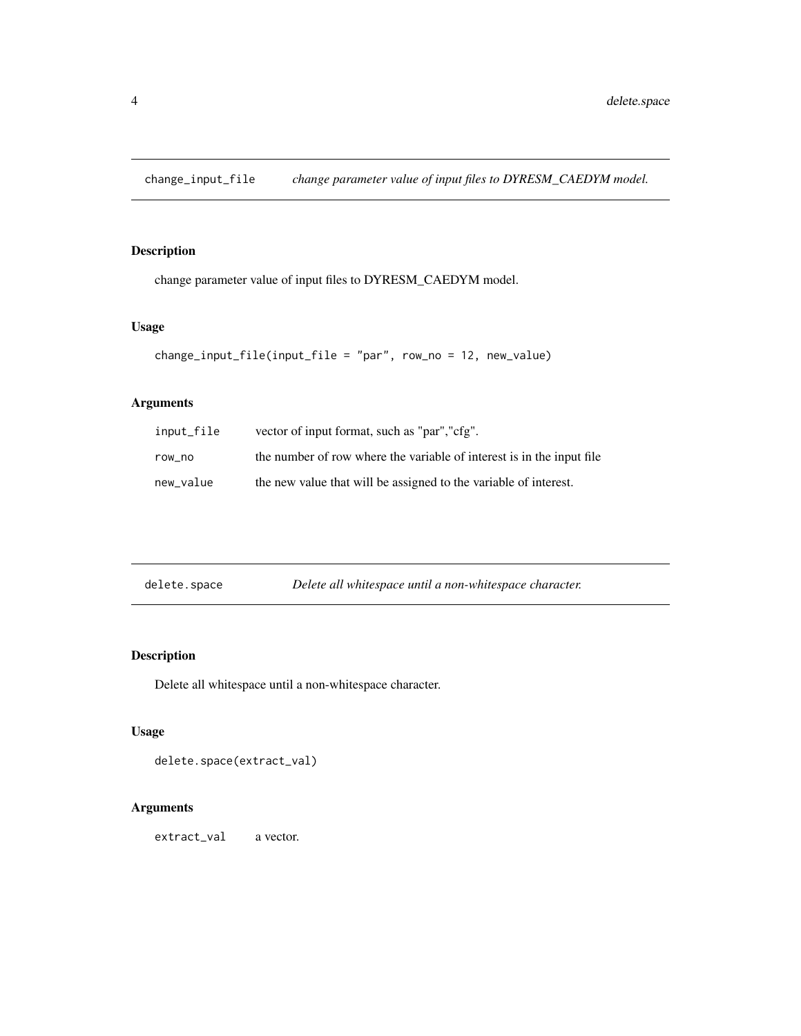## change_input_file    *change parameter value of input files to DYRESM_CAEDYM model.*

### Description

change parameter value of input files to DYRESM_CAEDYM model.

### Usage

```
change_input_file(input_file = "par", row_no = 12, new_value)
```

### Arguments

| | |
|---|---|
| input_file | vector of input format, such as "par","cfg". |
| row_no | the number of row where the variable of interest is in the input file |
| new_value | the new value that will be assigned to the variable of interest. |

## delete.space    *Delete all whitespace until a non-whitespace character.*

### Description

Delete all whitespace until a non-whitespace character.

### Usage

```
delete.space(extract_val)
```

### Arguments

| | |
|---|---|
| extract_val | a vector. |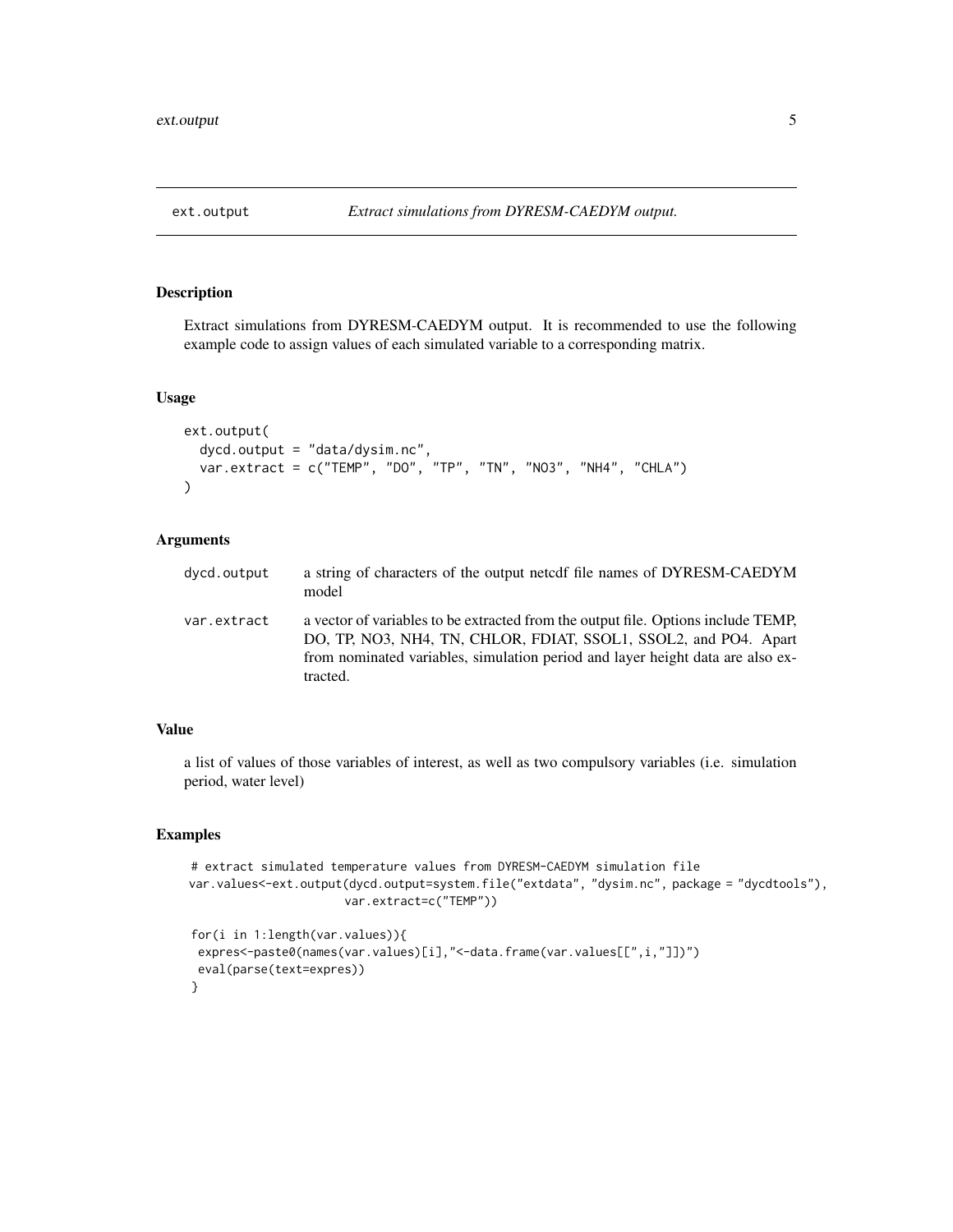# ext.output — *Extract simulations from DYRESM-CAEDYM output.*

## Description

Extract simulations from DYRESM-CAEDYM output. It is recommended to use the following example code to assign values of each simulated variable to a corresponding matrix.

## Usage

```
ext.output(
  dycd.output = "data/dysim.nc",
  var.extract = c("TEMP", "DO", "TP", "TN", "NO3", "NH4", "CHLA")
)
```

## Arguments

| | |
|---|---|
| dycd.output | a string of characters of the output netcdf file names of DYRESM-CAEDYM model |
| var.extract | a vector of variables to be extracted from the output file. Options include TEMP, DO, TP, NO3, NH4, TN, CHLOR, FDIAT, SSOL1, SSOL2, and PO4. Apart from nominated variables, simulation period and layer height data are also extracted. |

## Value

a list of values of those variables of interest, as well as two compulsory variables (i.e. simulation period, water level)

## Examples

```
# extract simulated temperature values from DYRESM-CAEDYM simulation file
var.values<-ext.output(dycd.output=system.file("extdata", "dysim.nc", package = "dycdtools"),
                       var.extract=c("TEMP"))

for(i in 1:length(var.values)){
 expres<-paste0(names(var.values)[i],"<-data.frame(var.values[[",i,"]])")
 eval(parse(text=expres))
}
```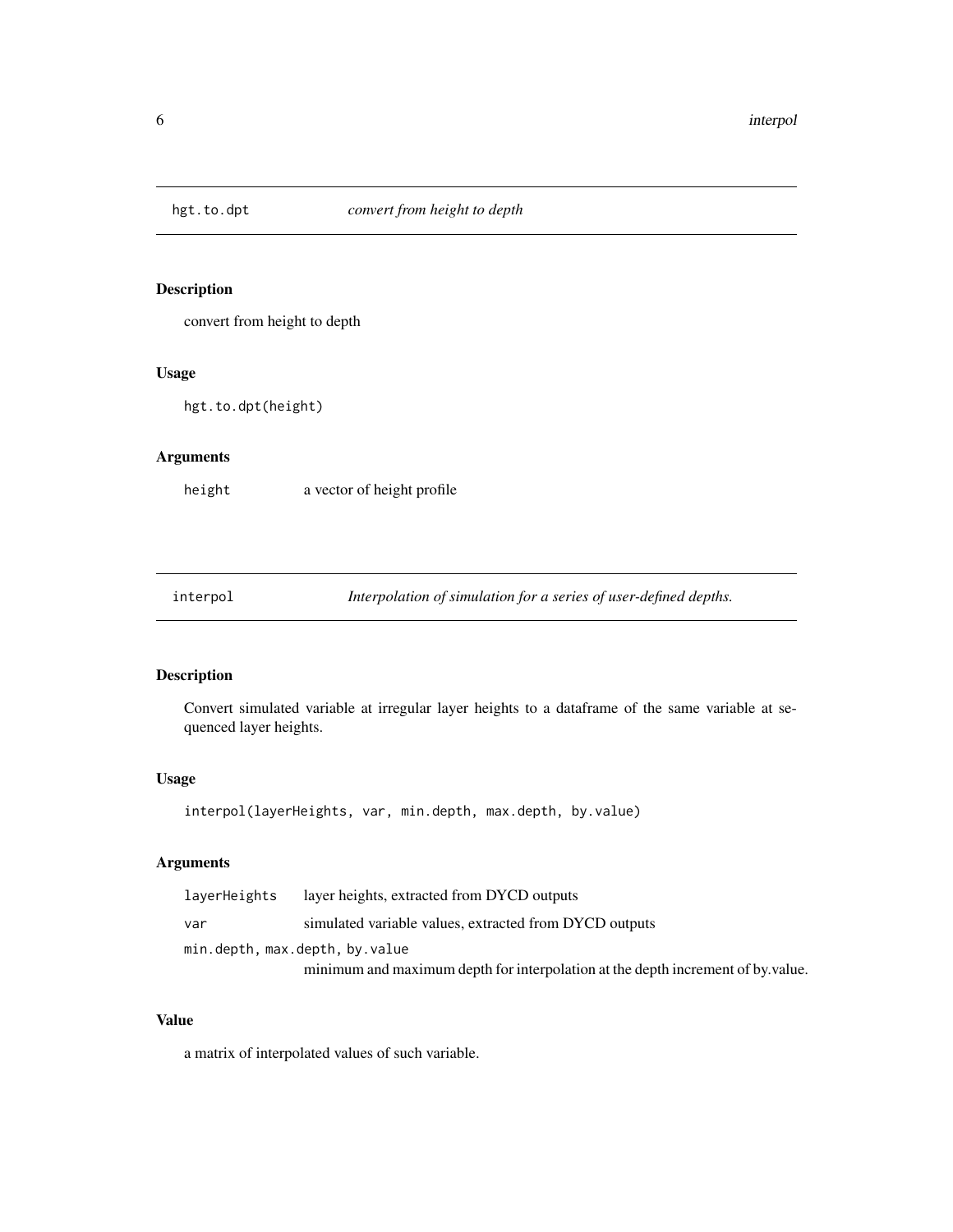## hgt.to.dpt — *convert from height to depth*

### Description

convert from height to depth

### Usage

```
hgt.to.dpt(height)
```

### Arguments

| | |
|---|---|
| `height` | a vector of height profile |

## interpol — *Interpolation of simulation for a series of user-defined depths.*

### Description

Convert simulated variable at irregular layer heights to a dataframe of the same variable at sequenced layer heights.

### Usage

```
interpol(layerHeights, var, min.depth, max.depth, by.value)
```

### Arguments

| | |
|---|---|
| `layerHeights` | layer heights, extracted from DYCD outputs |
| `var` | simulated variable values, extracted from DYCD outputs |
| `min.depth, max.depth, by.value` | minimum and maximum depth for interpolation at the depth increment of by.value. |

### Value

a matrix of interpolated values of such variable.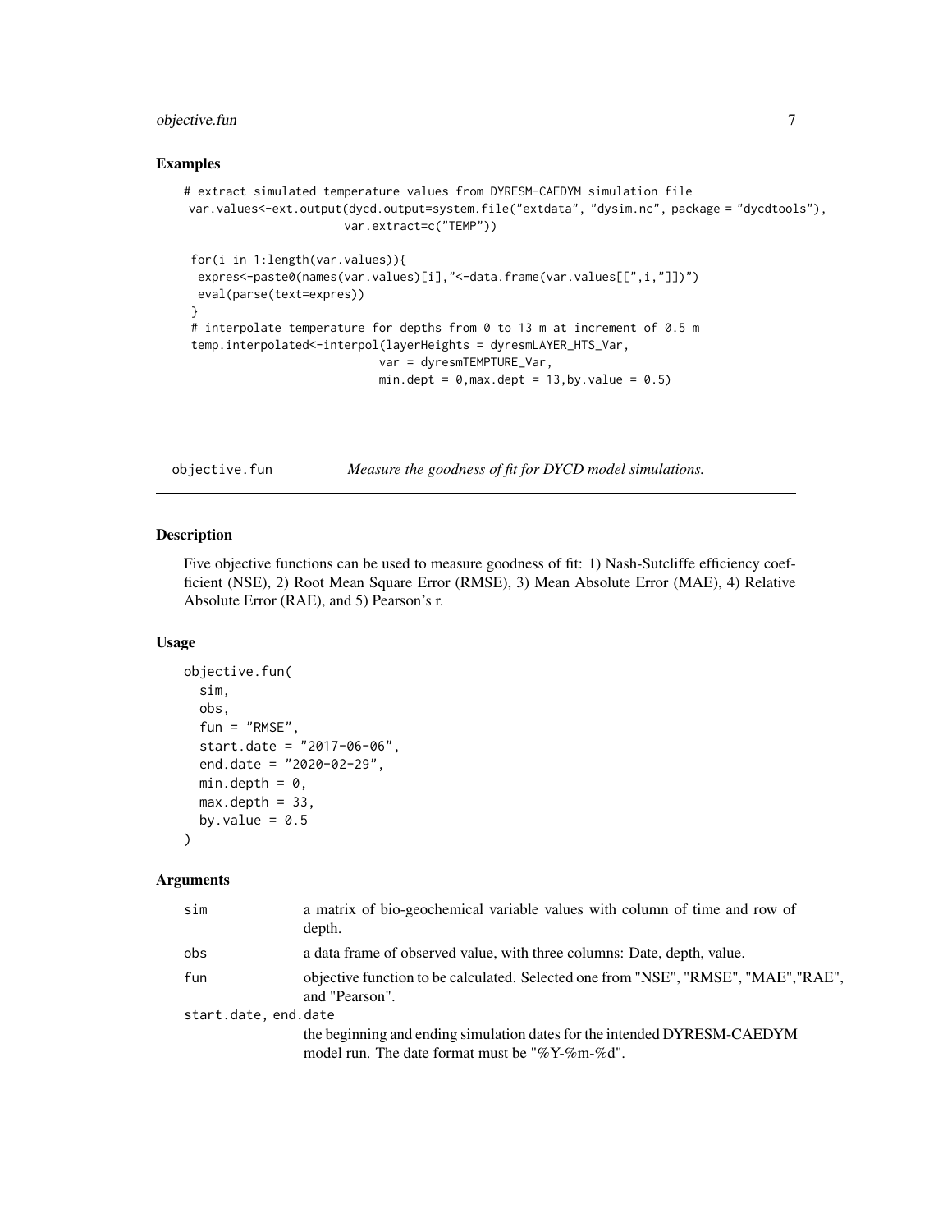## Examples

```
# extract simulated temperature values from DYRESM-CAEDYM simulation file
 var.values<-ext.output(dycd.output=system.file("extdata", "dysim.nc", package = "dycdtools"),
                       var.extract=c("TEMP"))

 for(i in 1:length(var.values)){
  expres<-paste0(names(var.values)[i],"<-data.frame(var.values[[",i,"]])")
  eval(parse(text=expres))
 }
 # interpolate temperature for depths from 0 to 13 m at increment of 0.5 m
 temp.interpolated<-interpol(layerHeights = dyresmLAYER_HTS_Var,
                            var = dyresmTEMPTURE_Var,
                            min.dept = 0,max.dept = 13,by.value = 0.5)
```

---

`objective.fun` *Measure the goodness of fit for DYCD model simulations.*

---

## Description

Five objective functions can be used to measure goodness of fit: 1) Nash-Sutcliffe efficiency coefficient (NSE), 2) Root Mean Square Error (RMSE), 3) Mean Absolute Error (MAE), 4) Relative Absolute Error (RAE), and 5) Pearson's r.

## Usage

```
objective.fun(
  sim,
  obs,
  fun = "RMSE",
  start.date = "2017-06-06",
  end.date = "2020-02-29",
  min.depth = 0,
  max.depth = 33,
  by.value = 0.5
)
```

## Arguments

| | |
|---|---|
| `sim` | a matrix of bio-geochemical variable values with column of time and row of depth. |
| `obs` | a data frame of observed value, with three columns: Date, depth, value. |
| `fun` | objective function to be calculated. Selected one from "NSE", "RMSE", "MAE","RAE", and "Pearson". |
| `start.date, end.date` | the beginning and ending simulation dates for the intended DYRESM-CAEDYM model run. The date format must be "%Y-%m-%d". |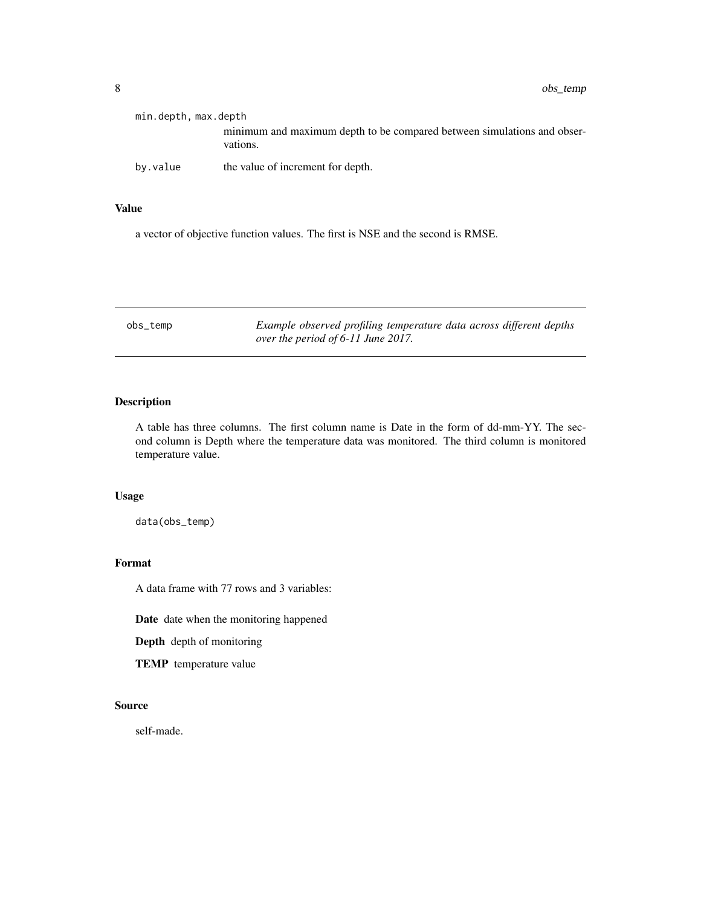`min.depth, max.depth`
: minimum and maximum depth to be compared between simulations and observations.

`by.value`
: the value of increment for depth.

### Value

a vector of objective function values. The first is NSE and the second is RMSE.

---

## obs_temp — *Example observed profiling temperature data across different depths over the period of 6-11 June 2017.*

---

### Description

A table has three columns. The first column name is Date in the form of dd-mm-YY. The second column is Depth where the temperature data was monitored. The third column is monitored temperature value.

### Usage

```
data(obs_temp)
```

### Format

A data frame with 77 rows and 3 variables:

**Date** date when the monitoring happened

**Depth** depth of monitoring

**TEMP** temperature value

### Source

self-made.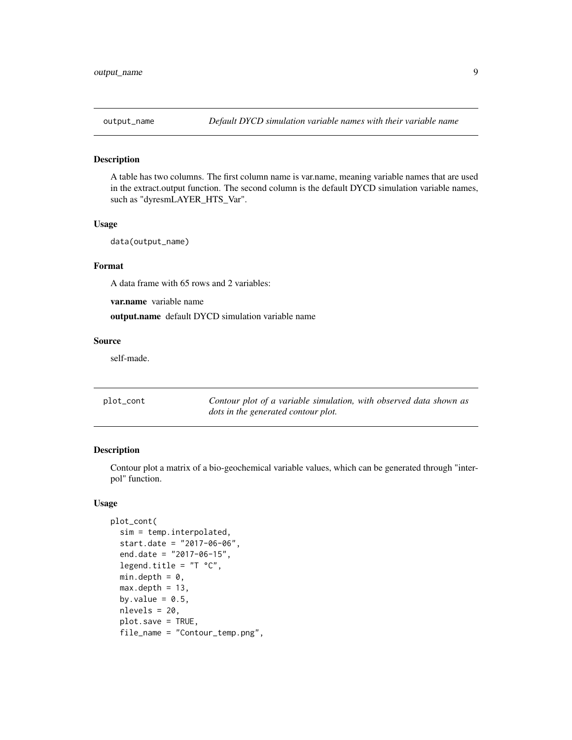## output_name — *Default DYCD simulation variable names with their variable name*

### Description

A table has two columns. The first column name is var.name, meaning variable names that are used in the extract.output function. The second column is the default DYCD simulation variable names, such as "dyresmLAYER_HTS_Var".

### Usage

```
data(output_name)
```

### Format

A data frame with 65 rows and 2 variables:

**var.name** variable name

**output.name** default DYCD simulation variable name

### Source

self-made.

## plot_cont — *Contour plot of a variable simulation, with observed data shown as dots in the generated contour plot.*

### Description

Contour plot a matrix of a bio-geochemical variable values, which can be generated through "interpol" function.

### Usage

```
plot_cont(
  sim = temp.interpolated,
  start.date = "2017-06-06",
  end.date = "2017-06-15",
  legend.title = "T °C",
  min.depth = 0,
  max.depth = 13,
  by.value = 0.5,
  nlevels = 20,
  plot.save = TRUE,
  file_name = "Contour_temp.png",
```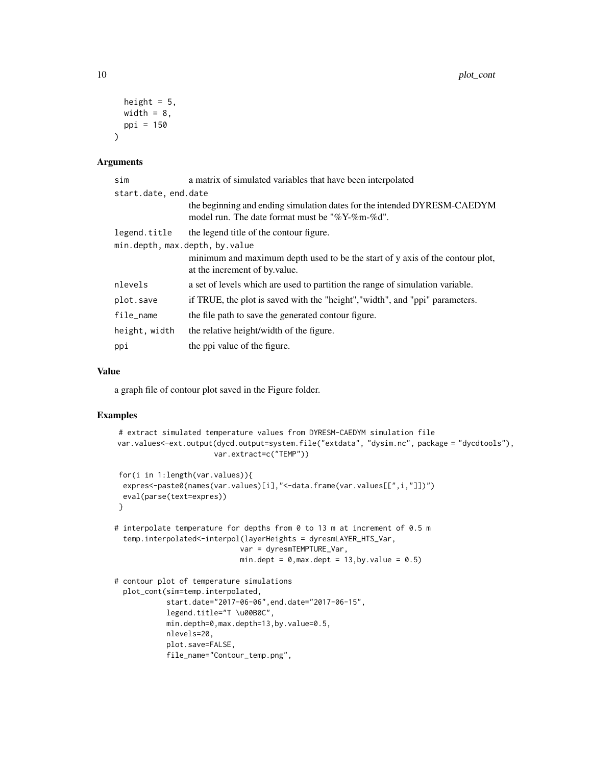```
  height = 5,
  width = 8,
  ppi = 150
)
```

### Arguments

| | |
|---|---|
| sim | a matrix of simulated variables that have been interpolated |
| start.date, end.date | the beginning and ending simulation dates for the intended DYRESM-CAEDYM model run. The date format must be "%Y-%m-%d". |
| legend.title | the legend title of the contour figure. |
| min.depth, max.depth, by.value | minimum and maximum depth used to be the start of y axis of the contour plot, at the increment of by.value. |
| nlevels | a set of levels which are used to partition the range of simulation variable. |
| plot.save | if TRUE, the plot is saved with the "height","width", and "ppi" parameters. |
| file_name | the file path to save the generated contour figure. |
| height, width | the relative height/width of the figure. |
| ppi | the ppi value of the figure. |

### Value

a graph file of contour plot saved in the Figure folder.

### Examples

```
 # extract simulated temperature values from DYRESM-CAEDYM simulation file
var.values<-ext.output(dycd.output=system.file("extdata", "dysim.nc", package = "dycdtools"),
                       var.extract=c("TEMP"))

 for(i in 1:length(var.values)){
  expres<-paste0(names(var.values)[i],"<-data.frame(var.values[[",i,"]])")
  eval(parse(text=expres))
 }

# interpolate temperature for depths from 0 to 13 m at increment of 0.5 m
  temp.interpolated<-interpol(layerHeights = dyresmLAYER_HTS_Var,
                              var = dyresmTEMPTURE_Var,
                              min.dept = 0,max.dept = 13,by.value = 0.5)

# contour plot of temperature simulations
  plot_cont(sim=temp.interpolated,
            start.date="2017-06-06",end.date="2017-06-15",
            legend.title="T \u00B0C",
            min.depth=0,max.depth=13,by.value=0.5,
            nlevels=20,
            plot.save=FALSE,
            file_name="Contour_temp.png",
```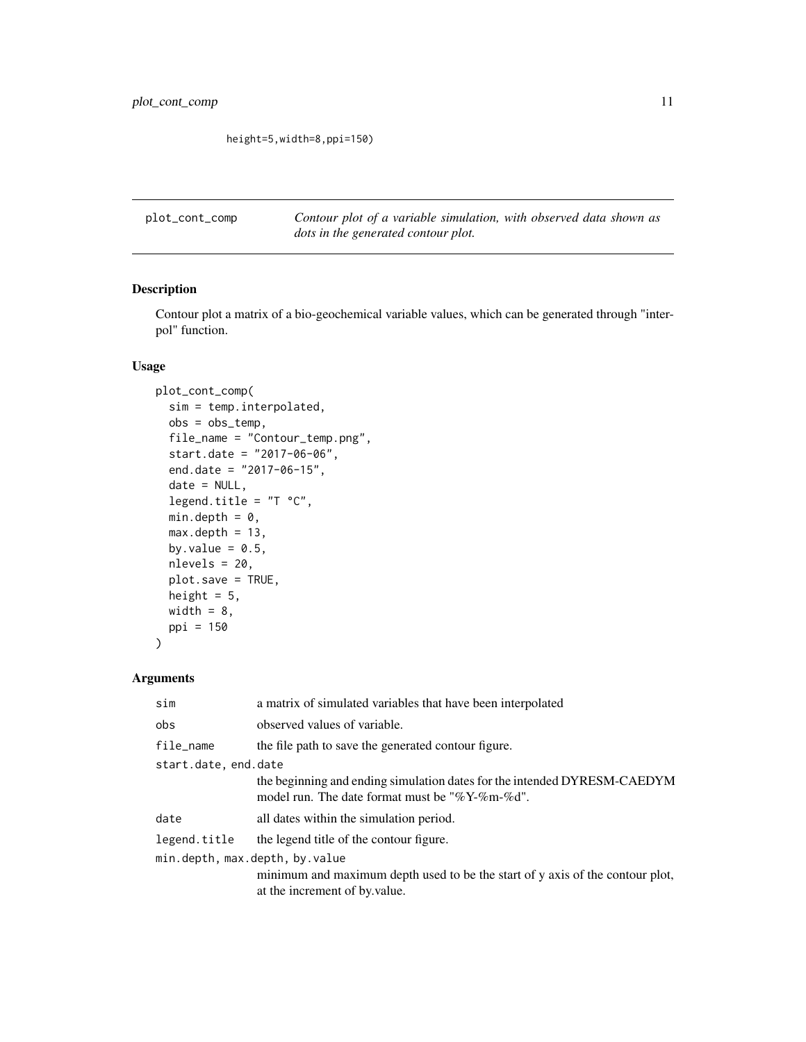```
height=5,width=8,ppi=150)
```

## plot_cont_comp — *Contour plot of a variable simulation, with observed data shown as dots in the generated contour plot.*

### Description

Contour plot a matrix of a bio-geochemical variable values, which can be generated through "interpol" function.

### Usage

```
plot_cont_comp(
  sim = temp.interpolated,
  obs = obs_temp,
  file_name = "Contour_temp.png",
  start.date = "2017-06-06",
  end.date = "2017-06-15",
  date = NULL,
  legend.title = "T °C",
  min.depth = 0,
  max.depth = 13,
  by.value = 0.5,
  nlevels = 20,
  plot.save = TRUE,
  height = 5,
  width = 8,
  ppi = 150
)
```

### Arguments

| | |
|---|---|
| `sim` | a matrix of simulated variables that have been interpolated |
| `obs` | observed values of variable. |
| `file_name` | the file path to save the generated contour figure. |
| `start.date, end.date` | the beginning and ending simulation dates for the intended DYRESM-CAEDYM model run. The date format must be "%Y-%m-%d". |
| `date` | all dates within the simulation period. |
| `legend.title` | the legend title of the contour figure. |
| `min.depth, max.depth, by.value` | minimum and maximum depth used to be the start of y axis of the contour plot, at the increment of by.value. |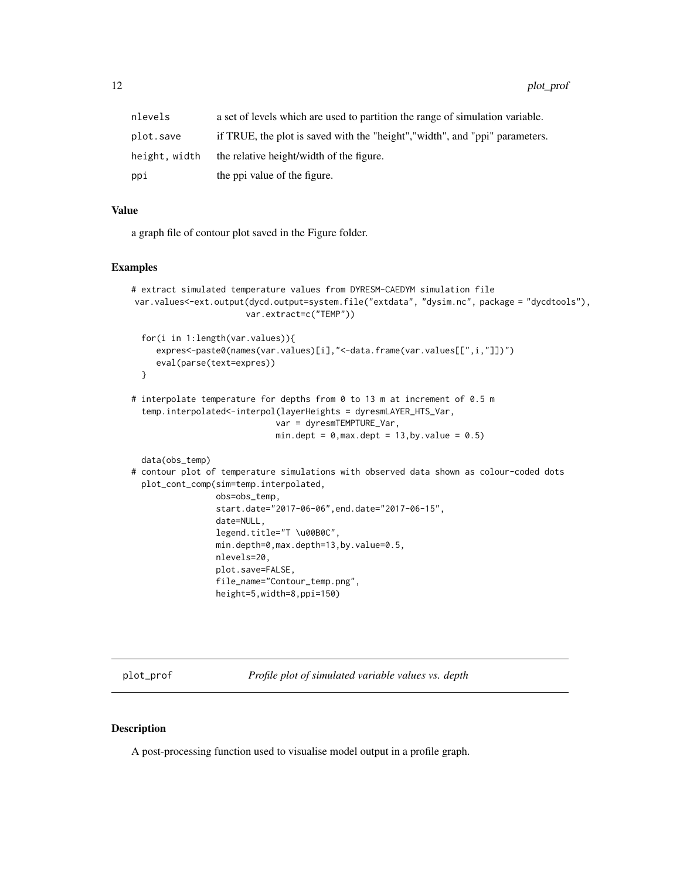| | |
|---|---|
| nlevels | a set of levels which are used to partition the range of simulation variable. |
| plot.save | if TRUE, the plot is saved with the "height","width", and "ppi" parameters. |
| height, width | the relative height/width of the figure. |
| ppi | the ppi value of the figure. |

### Value

a graph file of contour plot saved in the Figure folder.

### Examples

```
# extract simulated temperature values from DYRESM-CAEDYM simulation file
 var.values<-ext.output(dycd.output=system.file("extdata", "dysim.nc", package = "dycdtools"),
                       var.extract=c("TEMP"))

  for(i in 1:length(var.values)){
     expres<-paste0(names(var.values)[i],"<-data.frame(var.values[[",i,"]])")
     eval(parse(text=expres))
  }

# interpolate temperature for depths from 0 to 13 m at increment of 0.5 m
  temp.interpolated<-interpol(layerHeights = dyresmLAYER_HTS_Var,
                             var = dyresmTEMPTURE_Var,
                             min.dept = 0,max.dept = 13,by.value = 0.5)

  data(obs_temp)
# contour plot of temperature simulations with observed data shown as colour-coded dots
  plot_cont_comp(sim=temp.interpolated,
                 obs=obs_temp,
                 start.date="2017-06-06",end.date="2017-06-15",
                 date=NULL,
                 legend.title="T \u00B0C",
                 min.depth=0,max.depth=13,by.value=0.5,
                 nlevels=20,
                 plot.save=FALSE,
                 file_name="Contour_temp.png",
                 height=5,width=8,ppi=150)
```

---

## plot_prof — *Profile plot of simulated variable values vs. depth*

---

### Description

A post-processing function used to visualise model output in a profile graph.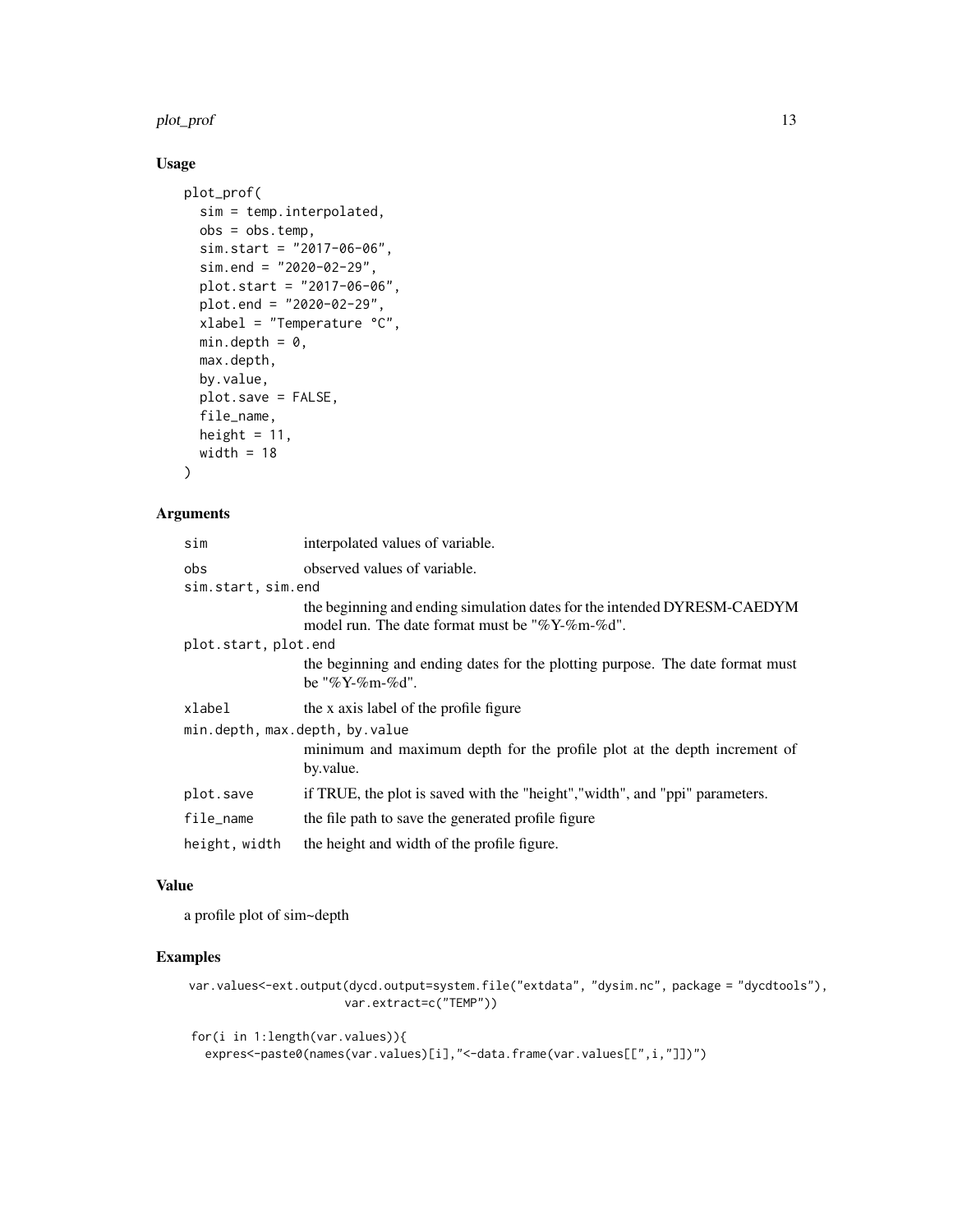## Usage

```
plot_prof(
  sim = temp.interpolated,
  obs = obs.temp,
  sim.start = "2017-06-06",
  sim.end = "2020-02-29",
  plot.start = "2017-06-06",
  plot.end = "2020-02-29",
  xlabel = "Temperature °C",
  min.depth = 0,
  max.depth,
  by.value,
  plot.save = FALSE,
  file_name,
  height = 11,
  width = 18
)
```

## Arguments

| | |
|---|---|
| `sim` | interpolated values of variable. |
| `obs` | observed values of variable. |
| `sim.start, sim.end` | the beginning and ending simulation dates for the intended DYRESM-CAEDYM model run. The date format must be "%Y-%m-%d". |
| `plot.start, plot.end` | the beginning and ending dates for the plotting purpose. The date format must be "%Y-%m-%d". |
| `xlabel` | the x axis label of the profile figure |
| `min.depth, max.depth, by.value` | minimum and maximum depth for the profile plot at the depth increment of by.value. |
| `plot.save` | if TRUE, the plot is saved with the "height","width", and "ppi" parameters. |
| `file_name` | the file path to save the generated profile figure |
| `height, width` | the height and width of the profile figure. |

## Value

a profile plot of sim~depth

## Examples

```
var.values<-ext.output(dycd.output=system.file("extdata", "dysim.nc", package = "dycdtools"),
                      var.extract=c("TEMP"))

for(i in 1:length(var.values)){
  expres<-paste0(names(var.values)[i],"<-data.frame(var.values[[",i,"]])")
```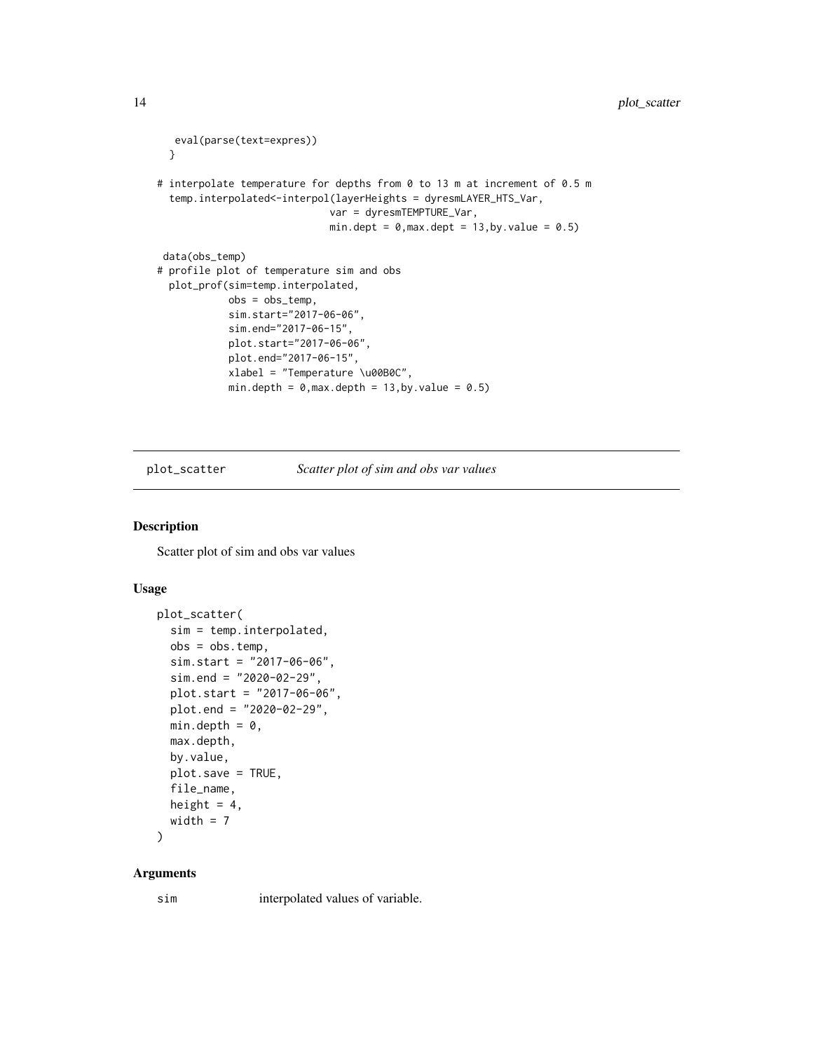```
    eval(parse(text=expres))
   }

# interpolate temperature for depths from 0 to 13 m at increment of 0.5 m
  temp.interpolated<-interpol(layerHeights = dyresmLAYER_HTS_Var,
                              var = dyresmTEMPTURE_Var,
                              min.dept = 0,max.dept = 13,by.value = 0.5)

 data(obs_temp)
# profile plot of temperature sim and obs
  plot_prof(sim=temp.interpolated,
            obs = obs_temp,
            sim.start="2017-06-06",
            sim.end="2017-06-15",
            plot.start="2017-06-06",
            plot.end="2017-06-15",
            xlabel = "Temperature \u00B0C",
            min.depth = 0,max.depth = 13,by.value = 0.5)
```

---

## plot_scatter — *Scatter plot of sim and obs var values*

### Description

Scatter plot of sim and obs var values

### Usage

```
plot_scatter(
  sim = temp.interpolated,
  obs = obs.temp,
  sim.start = "2017-06-06",
  sim.end = "2020-02-29",
  plot.start = "2017-06-06",
  plot.end = "2020-02-29",
  min.depth = 0,
  max.depth,
  by.value,
  plot.save = TRUE,
  file_name,
  height = 4,
  width = 7
)
```

### Arguments

| | |
|---|---|
| `sim` | interpolated values of variable. |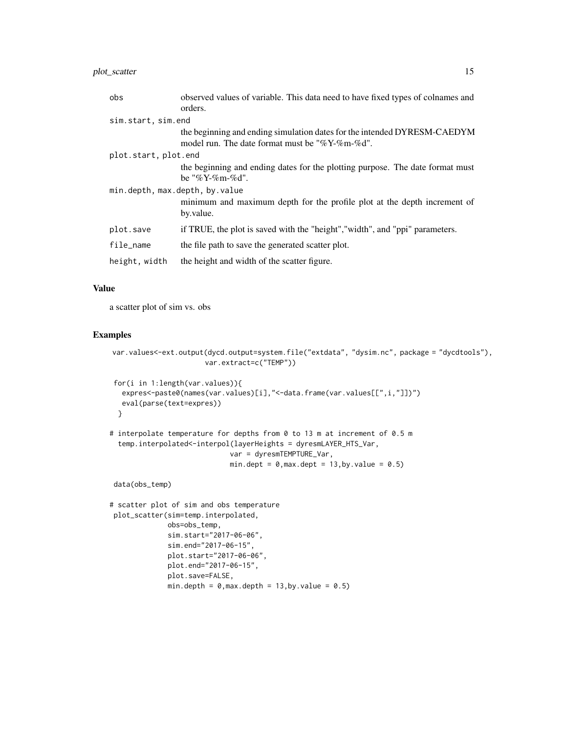| | |
|---|---|
| obs | observed values of variable. This data need to have fixed types of colnames and orders. |
| sim.start, sim.end | the beginning and ending simulation dates for the intended DYRESM-CAEDYM model run. The date format must be "%Y-%m-%d". |
| plot.start, plot.end | the beginning and ending dates for the plotting purpose. The date format must be "%Y-%m-%d". |
| min.depth, max.depth, by.value | minimum and maximum depth for the profile plot at the depth increment of by.value. |
| plot.save | if TRUE, the plot is saved with the "height","width", and "ppi" parameters. |
| file_name | the file path to save the generated scatter plot. |
| height, width | the height and width of the scatter figure. |

## Value

a scatter plot of sim vs. obs

## Examples

```
 var.values<-ext.output(dycd.output=system.file("extdata", "dysim.nc", package = "dycdtools"),
                       var.extract=c("TEMP"))

 for(i in 1:length(var.values)){
   expres<-paste0(names(var.values)[i],"<-data.frame(var.values[[",i,"]])")
   eval(parse(text=expres))
  }

# interpolate temperature for depths from 0 to 13 m at increment of 0.5 m
  temp.interpolated<-interpol(layerHeights = dyresmLAYER_HTS_Var,
                             var = dyresmTEMPTURE_Var,
                             min.dept = 0,max.dept = 13,by.value = 0.5)

 data(obs_temp)

# scatter plot of sim and obs temperature
 plot_scatter(sim=temp.interpolated,
              obs=obs_temp,
              sim.start="2017-06-06",
              sim.end="2017-06-15",
              plot.start="2017-06-06",
              plot.end="2017-06-15",
              plot.save=FALSE,
              min.depth = 0,max.depth = 13,by.value = 0.5)
```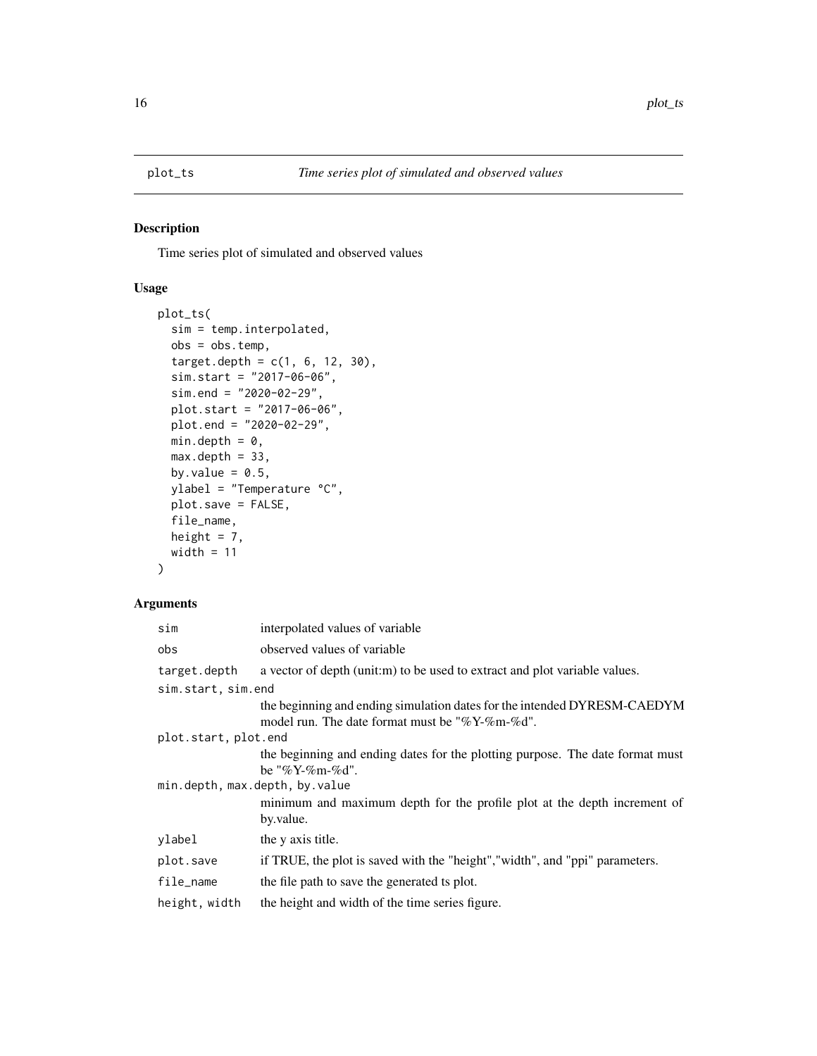## plot_ts *Time series plot of simulated and observed values*

### Description

Time series plot of simulated and observed values

### Usage

```
plot_ts(
  sim = temp.interpolated,
  obs = obs.temp,
  target.depth = c(1, 6, 12, 30),
  sim.start = "2017-06-06",
  sim.end = "2020-02-29",
  plot.start = "2017-06-06",
  plot.end = "2020-02-29",
  min.depth = 0,
  max.depth = 33,
  by.value = 0.5,
  ylabel = "Temperature °C",
  plot.save = FALSE,
  file_name,
  height = 7,
  width = 11
)
```

### Arguments

| Argument | Description |
|---|---|
| `sim` | interpolated values of variable |
| `obs` | observed values of variable |
| `target.depth` | a vector of depth (unit:m) to be used to extract and plot variable values. |
| `sim.start, sim.end` | the beginning and ending simulation dates for the intended DYRESM-CAEDYM model run. The date format must be "%Y-%m-%d". |
| `plot.start, plot.end` | the beginning and ending dates for the plotting purpose. The date format must be "%Y-%m-%d". |
| `min.depth, max.depth, by.value` | minimum and maximum depth for the profile plot at the depth increment of by.value. |
| `ylabel` | the y axis title. |
| `plot.save` | if TRUE, the plot is saved with the "height","width", and "ppi" parameters. |
| `file_name` | the file path to save the generated ts plot. |
| `height, width` | the height and width of the time series figure. |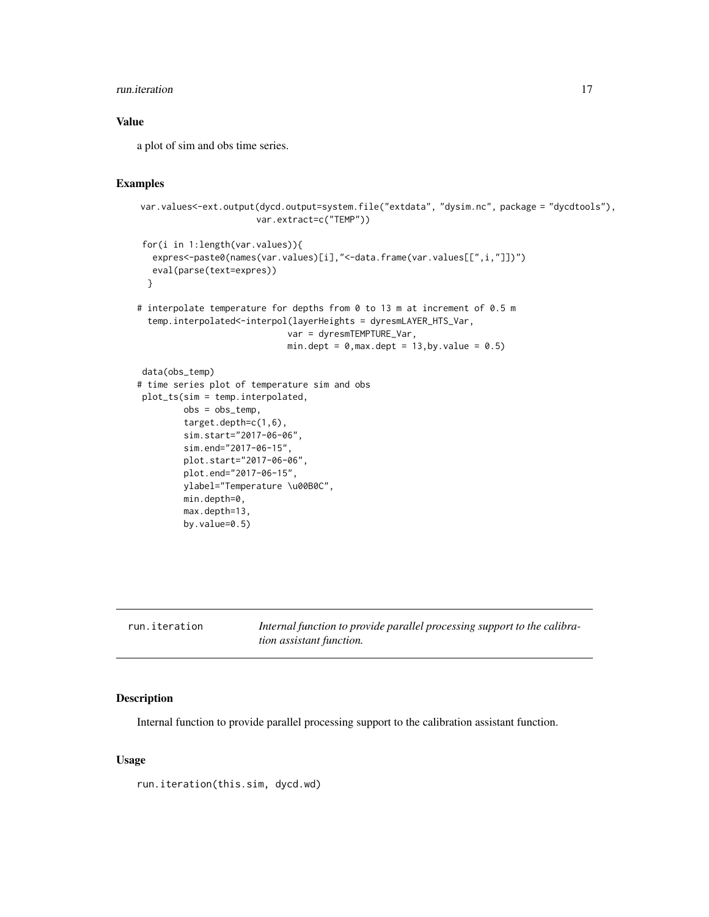### Value

a plot of sim and obs time series.

### Examples

```
 var.values<-ext.output(dycd.output=system.file("extdata", "dysim.nc", package = "dycdtools"),
                      var.extract=c("TEMP"))

 for(i in 1:length(var.values)){
   expres<-paste0(names(var.values)[i],"<-data.frame(var.values[[",i,"]])")
   eval(parse(text=expres))
  }

# interpolate temperature for depths from 0 to 13 m at increment of 0.5 m
  temp.interpolated<-interpol(layerHeights = dyresmLAYER_HTS_Var,
                             var = dyresmTEMPTURE_Var,
                             min.dept = 0,max.dept = 13,by.value = 0.5)

 data(obs_temp)
# time series plot of temperature sim and obs
 plot_ts(sim = temp.interpolated,
         obs = obs_temp,
         target.depth=c(1,6),
         sim.start="2017-06-06",
         sim.end="2017-06-15",
         plot.start="2017-06-06",
         plot.end="2017-06-15",
         ylabel="Temperature \u00B0C",
         min.depth=0,
         max.depth=13,
         by.value=0.5)
```

---

## run.iteration — *Internal function to provide parallel processing support to the calibration assistant function.*

---

### Description

Internal function to provide parallel processing support to the calibration assistant function.

### Usage

```
run.iteration(this.sim, dycd.wd)
```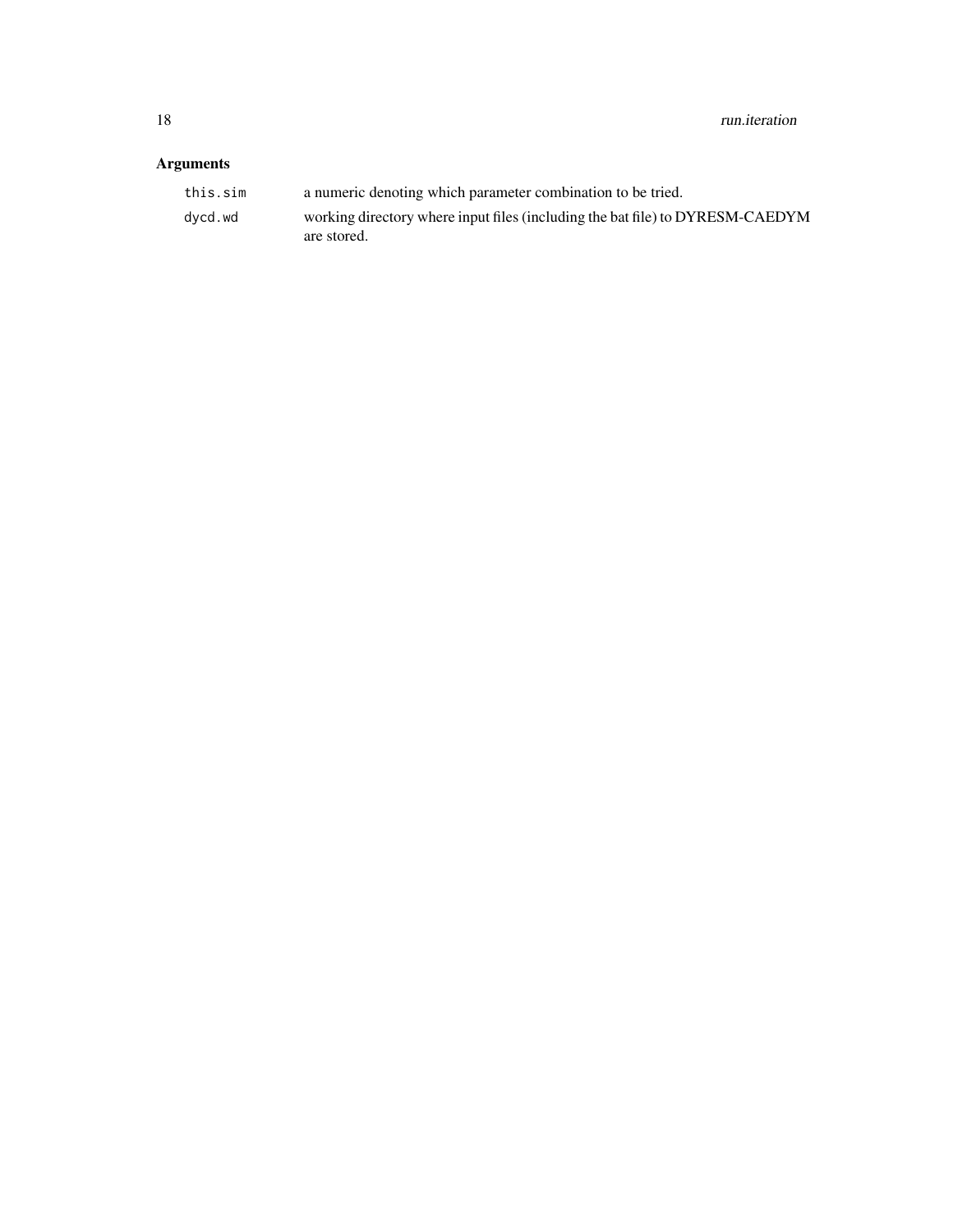## Arguments

| | |
|---|---|
| `this.sim` | a numeric denoting which parameter combination to be tried. |
| `dycd.wd` | working directory where input files (including the bat file) to DYRESM-CAEDYM are stored. |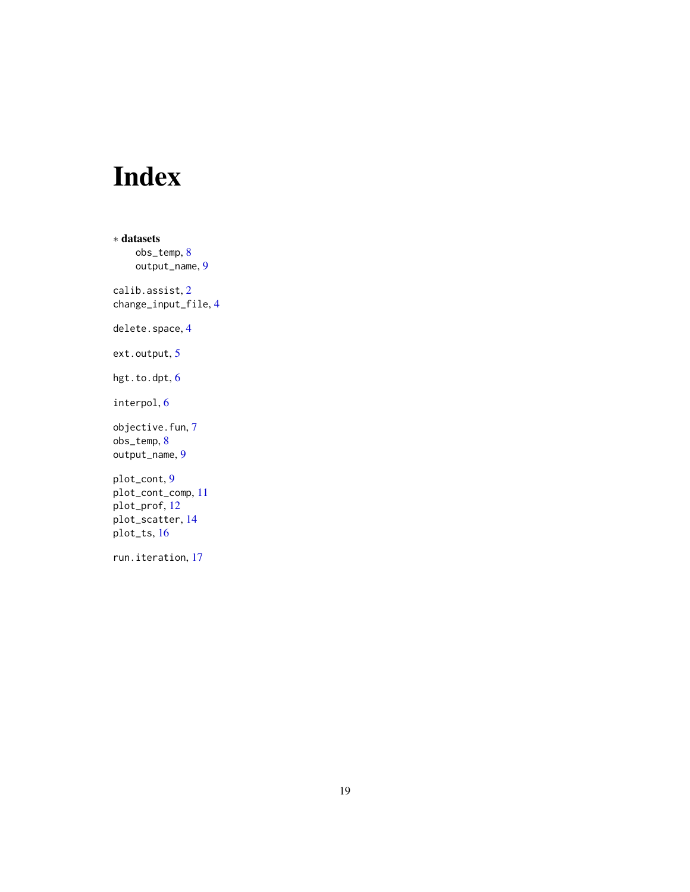# Index

∗ **datasets**
  obs_temp, 8
  output_name, 9

calib.assist, 2
change_input_file, 4

delete.space, 4

ext.output, 5

hgt.to.dpt, 6

interpol, 6

objective.fun, 7
obs_temp, 8
output_name, 9

plot_cont, 9
plot_cont_comp, 11
plot_prof, 12
plot_scatter, 14
plot_ts, 16

run.iteration, 17